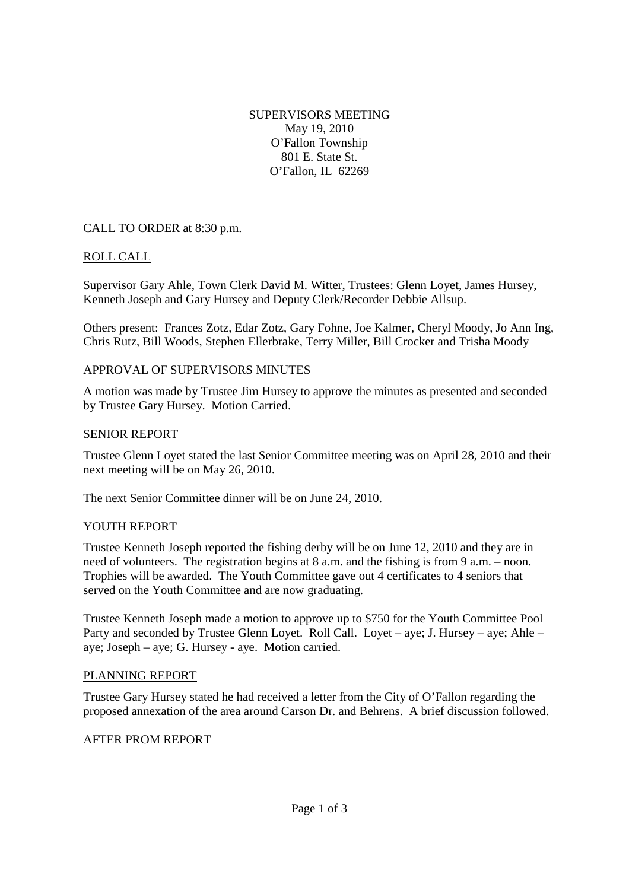# SUPERVISORS MEETING

May 19, 2010
O'Fallon Township
801 E. State St.
O'Fallon, IL 62269

CALL TO ORDER at 8:30 p.m.

## ROLL CALL

Supervisor Gary Ahle, Town Clerk David M. Witter, Trustees: Glenn Loyet, James Hursey, Kenneth Joseph and Gary Hursey and Deputy Clerk/Recorder Debbie Allsup.

Others present: Frances Zotz, Edar Zotz, Gary Fohne, Joe Kalmer, Cheryl Moody, Jo Ann Ing, Chris Rutz, Bill Woods, Stephen Ellerbrake, Terry Miller, Bill Crocker and Trisha Moody

## APPROVAL OF SUPERVISORS MINUTES

A motion was made by Trustee Jim Hursey to approve the minutes as presented and seconded by Trustee Gary Hursey. Motion Carried.

## SENIOR REPORT

Trustee Glenn Loyet stated the last Senior Committee meeting was on April 28, 2010 and their next meeting will be on May 26, 2010.

The next Senior Committee dinner will be on June 24, 2010.

## YOUTH REPORT

Trustee Kenneth Joseph reported the fishing derby will be on June 12, 2010 and they are in need of volunteers. The registration begins at 8 a.m. and the fishing is from 9 a.m. – noon. Trophies will be awarded. The Youth Committee gave out 4 certificates to 4 seniors that served on the Youth Committee and are now graduating.

Trustee Kenneth Joseph made a motion to approve up to $750 for the Youth Committee Pool Party and seconded by Trustee Glenn Loyet. Roll Call. Loyet – aye; J. Hursey – aye; Ahle – aye; Joseph – aye; G. Hursey - aye. Motion carried.

## PLANNING REPORT

Trustee Gary Hursey stated he had received a letter from the City of O'Fallon regarding the proposed annexation of the area around Carson Dr. and Behrens. A brief discussion followed.

## AFTER PROM REPORT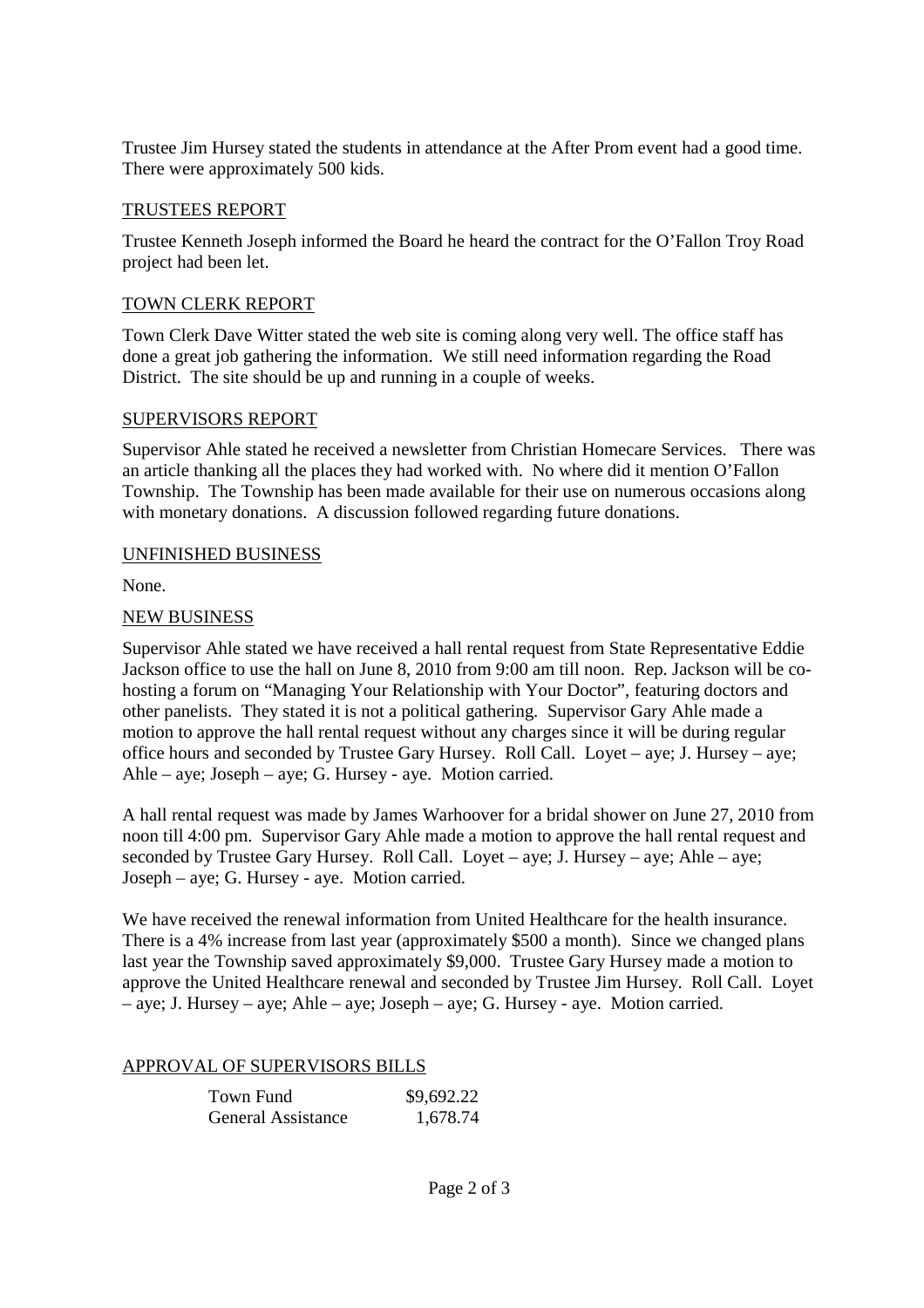Trustee Jim Hursey stated the students in attendance at the After Prom event had a good time. There were approximately 500 kids.

## TRUSTEES REPORT

Trustee Kenneth Joseph informed the Board he heard the contract for the O'Fallon Troy Road project had been let.

## TOWN CLERK REPORT

Town Clerk Dave Witter stated the web site is coming along very well. The office staff has done a great job gathering the information. We still need information regarding the Road District. The site should be up and running in a couple of weeks.

## SUPERVISORS REPORT

Supervisor Ahle stated he received a newsletter from Christian Homecare Services. There was an article thanking all the places they had worked with. No where did it mention O'Fallon Township. The Township has been made available for their use on numerous occasions along with monetary donations. A discussion followed regarding future donations.

## UNFINISHED BUSINESS

None.

## NEW BUSINESS

Supervisor Ahle stated we have received a hall rental request from State Representative Eddie Jackson office to use the hall on June 8, 2010 from 9:00 am till noon. Rep. Jackson will be co-hosting a forum on "Managing Your Relationship with Your Doctor", featuring doctors and other panelists. They stated it is not a political gathering. Supervisor Gary Ahle made a motion to approve the hall rental request without any charges since it will be during regular office hours and seconded by Trustee Gary Hursey. Roll Call. Loyet – aye; J. Hursey – aye; Ahle – aye; Joseph – aye; G. Hursey - aye. Motion carried.

A hall rental request was made by James Warhoover for a bridal shower on June 27, 2010 from noon till 4:00 pm. Supervisor Gary Ahle made a motion to approve the hall rental request and seconded by Trustee Gary Hursey. Roll Call. Loyet – aye; J. Hursey – aye; Ahle – aye; Joseph – aye; G. Hursey - aye. Motion carried.

We have received the renewal information from United Healthcare for the health insurance. There is a 4% increase from last year (approximately $500 a month). Since we changed plans last year the Township saved approximately $9,000. Trustee Gary Hursey made a motion to approve the United Healthcare renewal and seconded by Trustee Jim Hursey. Roll Call. Loyet – aye; J. Hursey – aye; Ahle – aye; Joseph – aye; G. Hursey - aye. Motion carried.

## APPROVAL OF SUPERVISORS BILLS

| | |
|---|---|
| Town Fund | $9,692.22 |
| General Assistance | 1,678.74 |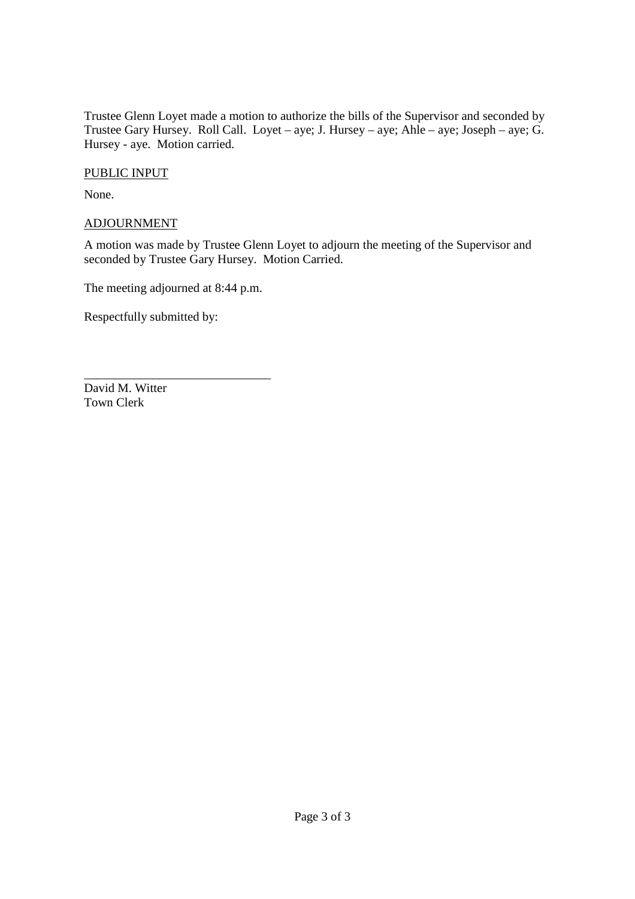Trustee Glenn Loyet made a motion to authorize the bills of the Supervisor and seconded by Trustee Gary Hursey. Roll Call. Loyet – aye; J. Hursey – aye; Ahle – aye; Joseph – aye; G. Hursey - aye. Motion carried.

## PUBLIC INPUT

None.

## ADJOURNMENT

A motion was made by Trustee Glenn Loyet to adjourn the meeting of the Supervisor and seconded by Trustee Gary Hursey. Motion Carried.

The meeting adjourned at 8:44 p.m.

Respectfully submitted by:

______________________________
David M. Witter
Town Clerk